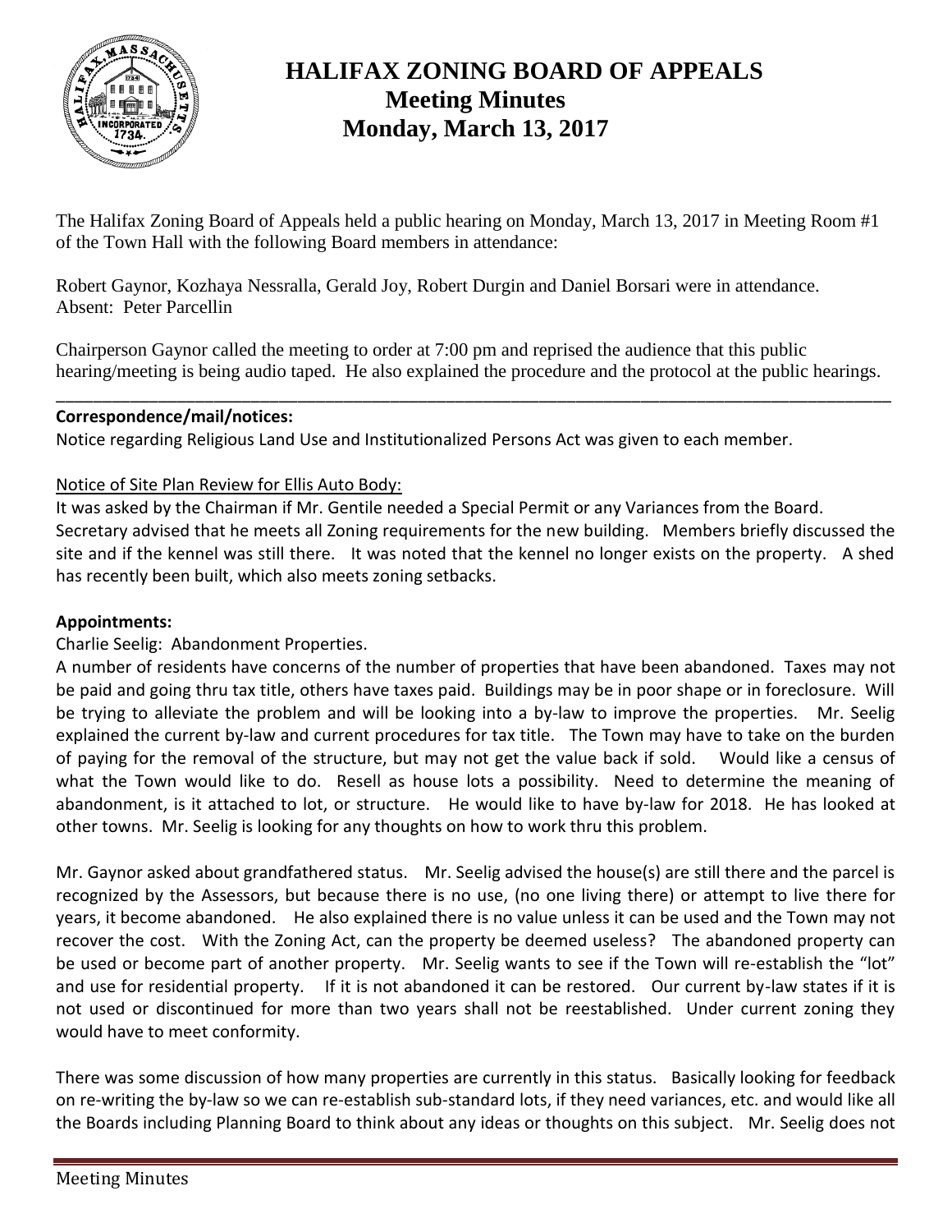# HALIFAX ZONING BOARD OF APPEALS
## Meeting Minutes
## Monday, March 13, 2017

The Halifax Zoning Board of Appeals held a public hearing on Monday, March 13, 2017 in Meeting Room #1 of the Town Hall with the following Board members in attendance:

Robert Gaynor, Kozhaya Nessralla, Gerald Joy, Robert Durgin and Daniel Borsari were in attendance.
Absent: Peter Parcellin

Chairperson Gaynor called the meeting to order at 7:00 pm and reprised the audience that this public hearing/meeting is being audio taped. He also explained the procedure and the protocol at the public hearings.

---

**Correspondence/mail/notices:**

Notice regarding Religious Land Use and Institutionalized Persons Act was given to each member.

Notice of Site Plan Review for Ellis Auto Body:

It was asked by the Chairman if Mr. Gentile needed a Special Permit or any Variances from the Board. Secretary advised that he meets all Zoning requirements for the new building. Members briefly discussed the site and if the kennel was still there. It was noted that the kennel no longer exists on the property. A shed has recently been built, which also meets zoning setbacks.

**Appointments:**

Charlie Seelig: Abandonment Properties.

A number of residents have concerns of the number of properties that have been abandoned. Taxes may not be paid and going thru tax title, others have taxes paid. Buildings may be in poor shape or in foreclosure. Will be trying to alleviate the problem and will be looking into a by-law to improve the properties. Mr. Seelig explained the current by-law and current procedures for tax title. The Town may have to take on the burden of paying for the removal of the structure, but may not get the value back if sold. Would like a census of what the Town would like to do. Resell as house lots a possibility. Need to determine the meaning of abandonment, is it attached to lot, or structure. He would like to have by-law for 2018. He has looked at other towns. Mr. Seelig is looking for any thoughts on how to work thru this problem.

Mr. Gaynor asked about grandfathered status. Mr. Seelig advised the house(s) are still there and the parcel is recognized by the Assessors, but because there is no use, (no one living there) or attempt to live there for years, it become abandoned. He also explained there is no value unless it can be used and the Town may not recover the cost. With the Zoning Act, can the property be deemed useless? The abandoned property can be used or become part of another property. Mr. Seelig wants to see if the Town will re-establish the "lot" and use for residential property. If it is not abandoned it can be restored. Our current by-law states if it is not used or discontinued for more than two years shall not be reestablished. Under current zoning they would have to meet conformity.

There was some discussion of how many properties are currently in this status. Basically looking for feedback on re-writing the by-law so we can re-establish sub-standard lots, if they need variances, etc. and would like all the Boards including Planning Board to think about any ideas or thoughts on this subject. Mr. Seelig does not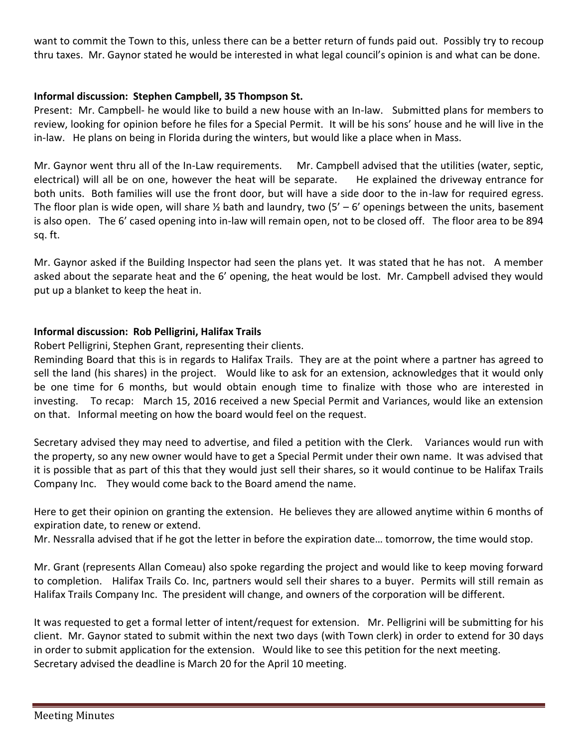want to commit the Town to this, unless there can be a better return of funds paid out. Possibly try to recoup thru taxes. Mr. Gaynor stated he would be interested in what legal council's opinion is and what can be done.

**Informal discussion: Stephen Campbell, 35 Thompson St.**

Present: Mr. Campbell- he would like to build a new house with an In-law. Submitted plans for members to review, looking for opinion before he files for a Special Permit. It will be his sons' house and he will live in the in-law. He plans on being in Florida during the winters, but would like a place when in Mass.

Mr. Gaynor went thru all of the In-Law requirements. Mr. Campbell advised that the utilities (water, septic, electrical) will all be on one, however the heat will be separate. He explained the driveway entrance for both units. Both families will use the front door, but will have a side door to the in-law for required egress. The floor plan is wide open, will share ½ bath and laundry, two (5' – 6' openings between the units, basement is also open. The 6' cased opening into in-law will remain open, not to be closed off. The floor area to be 894 sq. ft.

Mr. Gaynor asked if the Building Inspector had seen the plans yet. It was stated that he has not. A member asked about the separate heat and the 6' opening, the heat would be lost. Mr. Campbell advised they would put up a blanket to keep the heat in.

**Informal discussion: Rob Pelligrini, Halifax Trails**

Robert Pelligrini, Stephen Grant, representing their clients.

Reminding Board that this is in regards to Halifax Trails. They are at the point where a partner has agreed to sell the land (his shares) in the project. Would like to ask for an extension, acknowledges that it would only be one time for 6 months, but would obtain enough time to finalize with those who are interested in investing. To recap: March 15, 2016 received a new Special Permit and Variances, would like an extension on that. Informal meeting on how the board would feel on the request.

Secretary advised they may need to advertise, and filed a petition with the Clerk. Variances would run with the property, so any new owner would have to get a Special Permit under their own name. It was advised that it is possible that as part of this that they would just sell their shares, so it would continue to be Halifax Trails Company Inc. They would come back to the Board amend the name.

Here to get their opinion on granting the extension. He believes they are allowed anytime within 6 months of expiration date, to renew or extend.

Mr. Nessralla advised that if he got the letter in before the expiration date… tomorrow, the time would stop.

Mr. Grant (represents Allan Comeau) also spoke regarding the project and would like to keep moving forward to completion. Halifax Trails Co. Inc, partners would sell their shares to a buyer. Permits will still remain as Halifax Trails Company Inc. The president will change, and owners of the corporation will be different.

It was requested to get a formal letter of intent/request for extension. Mr. Pelligrini will be submitting for his client. Mr. Gaynor stated to submit within the next two days (with Town clerk) in order to extend for 30 days in order to submit application for the extension. Would like to see this petition for the next meeting. Secretary advised the deadline is March 20 for the April 10 meeting.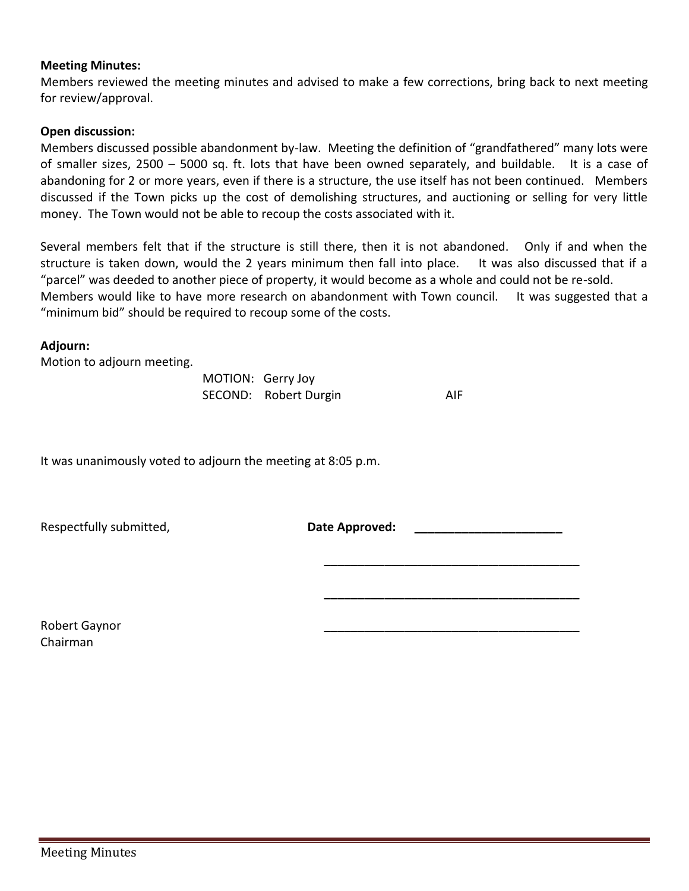**Meeting Minutes:**
Members reviewed the meeting minutes and advised to make a few corrections, bring back to next meeting for review/approval.

**Open discussion:**
Members discussed possible abandonment by-law. Meeting the definition of "grandfathered" many lots were of smaller sizes, 2500 – 5000 sq. ft. lots that have been owned separately, and buildable. It is a case of abandoning for 2 or more years, even if there is a structure, the use itself has not been continued. Members discussed if the Town picks up the cost of demolishing structures, and auctioning or selling for very little money. The Town would not be able to recoup the costs associated with it.

Several members felt that if the structure is still there, then it is not abandoned. Only if and when the structure is taken down, would the 2 years minimum then fall into place. It was also discussed that if a "parcel" was deeded to another piece of property, it would become as a whole and could not be re-sold.
Members would like to have more research on abandonment with Town council. It was suggested that a "minimum bid" should be required to recoup some of the costs.

**Adjourn:**
Motion to adjourn meeting.

MOTION: Gerry Joy
SECOND: Robert Durgin AIF

It was unanimously voted to adjourn the meeting at 8:05 p.m.

Respectfully submitted, **Date Approved:** ______________________

_______________________________________

_______________________________________

Robert Gaynor _______________________________________
Chairman